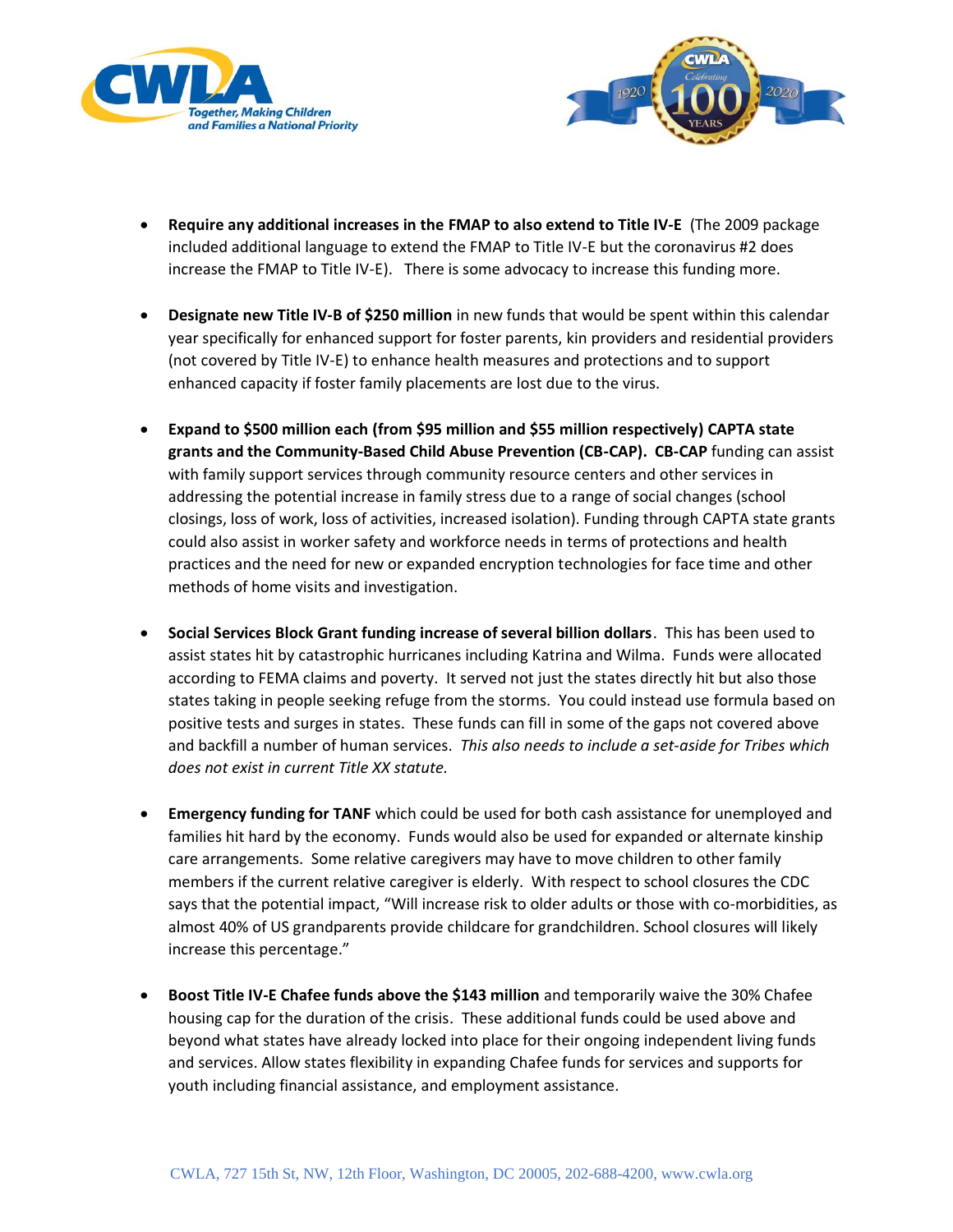- **Require any additional increases in the FMAP to also extend to Title IV-E** (The 2009 package included additional language to extend the FMAP to Title IV-E but the coronavirus #2 does increase the FMAP to Title IV-E). There is some advocacy to increase this funding more.

- **Designate new Title IV-B of $250 million** in new funds that would be spent within this calendar year specifically for enhanced support for foster parents, kin providers and residential providers (not covered by Title IV-E) to enhance health measures and protections and to support enhanced capacity if foster family placements are lost due to the virus.

- **Expand to $500 million each (from $95 million and $55 million respectively) CAPTA state grants and the Community-Based Child Abuse Prevention (CB-CAP). CB-CAP** funding can assist with family support services through community resource centers and other services in addressing the potential increase in family stress due to a range of social changes (school closings, loss of work, loss of activities, increased isolation). Funding through CAPTA state grants could also assist in worker safety and workforce needs in terms of protections and health practices and the need for new or expanded encryption technologies for face time and other methods of home visits and investigation.

- **Social Services Block Grant funding increase of several billion dollars**. This has been used to assist states hit by catastrophic hurricanes including Katrina and Wilma. Funds were allocated according to FEMA claims and poverty. It served not just the states directly hit but also those states taking in people seeking refuge from the storms. You could instead use formula based on positive tests and surges in states. These funds can fill in some of the gaps not covered above and backfill a number of human services. *This also needs to include a set-aside for Tribes which does not exist in current Title XX statute.*

- **Emergency funding for TANF** which could be used for both cash assistance for unemployed and families hit hard by the economy. Funds would also be used for expanded or alternate kinship care arrangements. Some relative caregivers may have to move children to other family members if the current relative caregiver is elderly. With respect to school closures the CDC says that the potential impact, "Will increase risk to older adults or those with co-morbidities, as almost 40% of US grandparents provide childcare for grandchildren. School closures will likely increase this percentage."

- **Boost Title IV-E Chafee funds above the $143 million** and temporarily waive the 30% Chafee housing cap for the duration of the crisis. These additional funds could be used above and beyond what states have already locked into place for their ongoing independent living funds and services. Allow states flexibility in expanding Chafee funds for services and supports for youth including financial assistance, and employment assistance.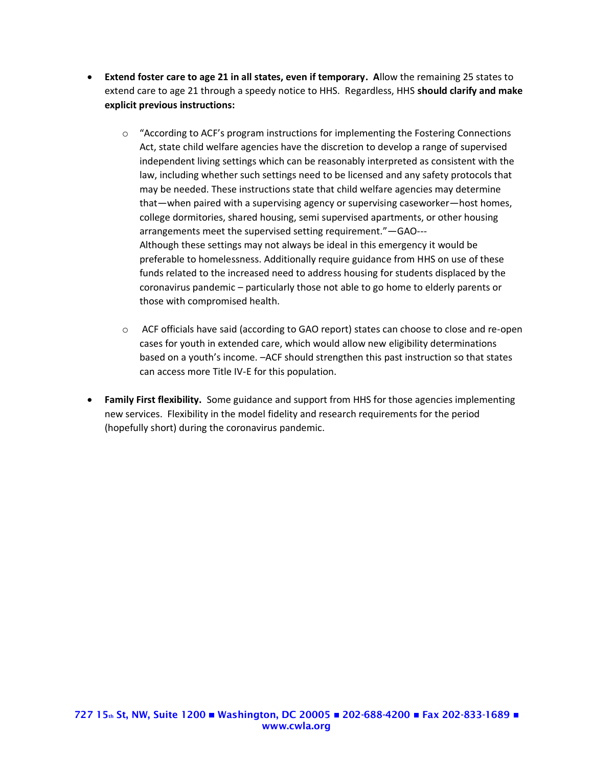- **Extend foster care to age 21 in all states, even if temporary. A**llow the remaining 25 states to extend care to age 21 through a speedy notice to HHS. Regardless, HHS **should clarify and make explicit previous instructions:**

  - "According to ACF's program instructions for implementing the Fostering Connections Act, state child welfare agencies have the discretion to develop a range of supervised independent living settings which can be reasonably interpreted as consistent with the law, including whether such settings need to be licensed and any safety protocols that may be needed. These instructions state that child welfare agencies may determine that—when paired with a supervising agency or supervising caseworker—host homes, college dormitories, shared housing, semi supervised apartments, or other housing arrangements meet the supervised setting requirement."—GAO---
    Although these settings may not always be ideal in this emergency it would be preferable to homelessness. Additionally require guidance from HHS on use of these funds related to the increased need to address housing for students displaced by the coronavirus pandemic – particularly those not able to go home to elderly parents or those with compromised health.

  - ACF officials have said (according to GAO report) states can choose to close and re-open cases for youth in extended care, which would allow new eligibility determinations based on a youth's income. –ACF should strengthen this past instruction so that states can access more Title IV-E for this population.

- **Family First flexibility.** Some guidance and support from HHS for those agencies implementing new services. Flexibility in the model fidelity and research requirements for the period (hopefully short) during the coronavirus pandemic.

727 15th St, NW, Suite 1200 ■ Washington, DC 20005 ■ 202-688-4200 ■ Fax 202-833-1689 ■ www.cwla.org